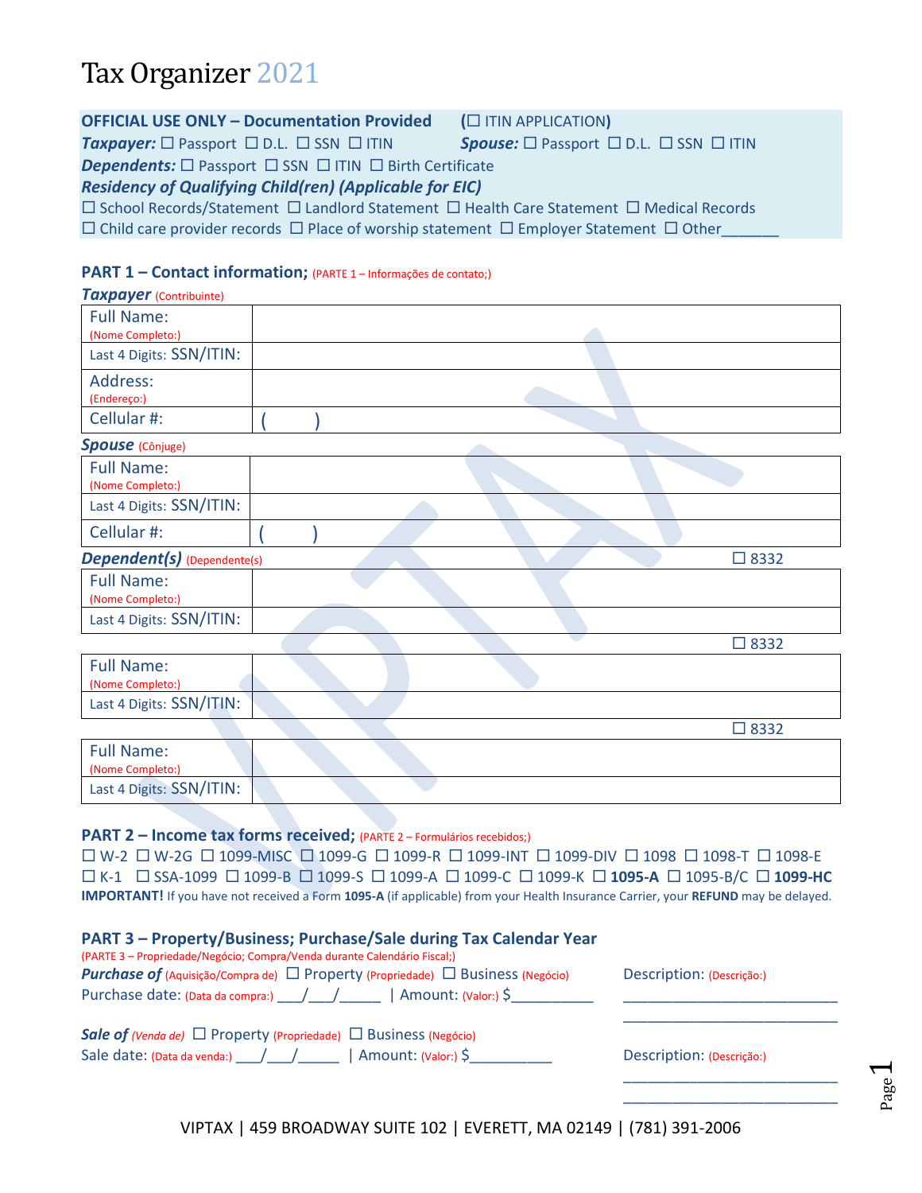# Tax Organizer 2021

**OFFICIAL USE ONLY – Documentation Provided** (☐ ITIN APPLICATION)

***Taxpayer:*** ☐ Passport ☐ D.L. ☐ SSN ☐ ITIN ***Spouse:*** ☐ Passport ☐ D.L. ☐ SSN ☐ ITIN

***Dependents:*** ☐ Passport ☐ SSN ☐ ITIN ☐ Birth Certificate

***Residency of Qualifying Child(ren) (Applicable for EIC)***

☐ School Records/Statement ☐ Landlord Statement ☐ Health Care Statement ☐ Medical Records
☐ Child care provider records ☐ Place of worship statement ☐ Employer Statement ☐ Other_______

## PART 1 – Contact information; (PARTE 1 – Informações de contato;)

***Taxpayer*** (Contribuinte)

| | |
|---|---|
| Full Name: (Nome Completo:) | |
| Last 4 Digits: SSN/ITIN: | |
| Address: (Endereço:) | |
| Cellular #: | ( ) |

***Spouse*** (Cônjuge)

| | |
|---|---|
| Full Name: (Nome Completo:) | |
| Last 4 Digits: SSN/ITIN: | |
| Cellular #: | ( ) |

***Dependent(s)*** (Dependente(s)) ☐ 8332

| | |
|---|---|
| Full Name: (Nome Completo:) | |
| Last 4 Digits: SSN/ITIN: | |

☐ 8332

| | |
|---|---|
| Full Name: (Nome Completo:) | |
| Last 4 Digits: SSN/ITIN: | |

☐ 8332

| | |
|---|---|
| Full Name: (Nome Completo:) | |
| Last 4 Digits: SSN/ITIN: | |

## PART 2 – Income tax forms received; (PARTE 2 – Formulários recebidos;)

☐ W-2 ☐ W-2G ☐ 1099-MISC ☐ 1099-G ☐ 1099-R ☐ 1099-INT ☐ 1099-DIV ☐ 1098 ☐ 1098-T ☐ 1098-E
☐ K-1 ☐ SSA-1099 ☐ 1099-B ☐ 1099-S ☐ 1099-A ☐ 1099-C ☐ 1099-K ☐ **1095-A** ☐ 1095-B/C ☐ **1099-HC**

**IMPORTANT!** If you have not received a Form **1095-A** (if applicable) from your Health Insurance Carrier, your **REFUND** may be delayed.

## PART 3 – Property/Business; Purchase/Sale during Tax Calendar Year

(PARTE 3 – Propriedade/Negócio; Compra/Venda durante Calendário Fiscal;)

***Purchase of*** (Aquisição/Compra de) ☐ Property (Propriedade) ☐ Business (Negócio)
Purchase date: (Data da compra:) ___/___/_____ | Amount: (Valor:) $__________

Description: (Descrição:) ___________________________ ___________________________

***Sale of*** (Venda de) ☐ Property (Propriedade) ☐ Business (Negócio)
Sale date: (Data da venda:) ___/___/_____ | Amount: (Valor:) $__________

Description: (Descrição:) ___________________________ ___________________________

VIPTAX | 459 BROADWAY SUITE 102 | EVERETT, MA 02149 | (781) 391-2006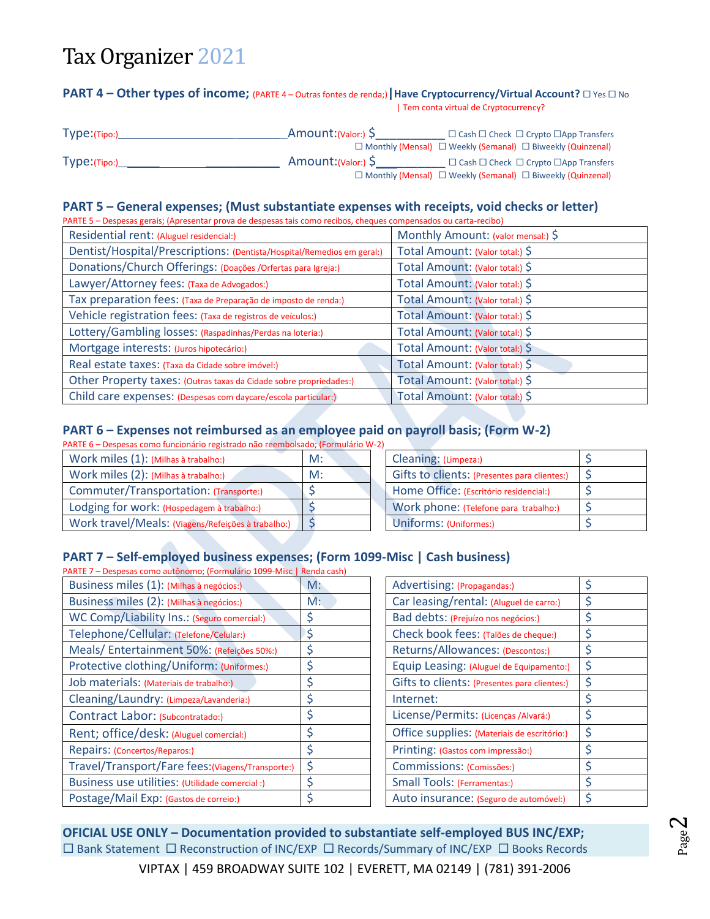# Tax Organizer 2021

**PART 4 – Other types of income;** (PARTE 4 – Outras fontes de renda;) | **Have Cryptocurrency/Virtual Account?** ☐ Yes ☐ No | Tem conta virtual de Cryptocurrency?

Type:(Tipo:)______________________________ Amount:(Valor:) $____________ ☐ Cash ☐ Check ☐ Crypto ☐App Transfers
☐ Monthly (Mensal) ☐ Weekly (Semanal) ☐ Biweekly (Quinzenal)

Type:(Tipo:)______________________________ Amount:(Valor:) $____________ ☐ Cash ☐ Check ☐ Crypto ☐App Transfers
☐ Monthly (Mensal) ☐ Weekly (Semanal) ☐ Biweekly (Quinzenal)

## PART 5 – General expenses; (Must substantiate expenses with receipts, void checks or letter)

PARTE 5 – Despesas gerais; (Apresentar prova de despesas tais como recibos, cheques compensados ou carta-recibo)

| | |
|---|---|
| Residential rent: (Aluguel residencial:) | Monthly Amount: (valor mensal:) $ |
| Dentist/Hospital/Prescriptions: (Dentista/Hospital/Remedios em geral:) | Total Amount: (Valor total:) $ |
| Donations/Church Offerings: (Doações /Ofertas para Igreja:) | Total Amount: (Valor total:) $ |
| Lawyer/Attorney fees: (Taxa de Advogados:) | Total Amount: (Valor total:) $ |
| Tax preparation fees: (Taxa de Preparação de imposto de renda:) | Total Amount: (Valor total:) $ |
| Vehicle registration fees: (Taxa de registros de veículos:) | Total Amount: (Valor total:) $ |
| Lottery/Gambling losses: (Raspadinhas/Perdas na loteria:) | Total Amount: (Valor total:) $ |
| Mortgage interests: (Juros hipotecário:) | Total Amount: (Valor total:) $ |
| Real estate taxes: (Taxa da Cidade sobre imóvel:) | Total Amount: (Valor total:) $ |
| Other Property taxes: (Outras taxas da Cidade sobre propriedades:) | Total Amount: (Valor total:) $ |
| Child care expenses: (Despesas com daycare/escola particular:) | Total Amount: (Valor total:) $ |

## PART 6 – Expenses not reimbursed as an employee paid on payroll basis; (Form W-2)

PARTE 6 – Despesas como funcionário registrado não reembolsado; (Formulário W-2)

| | | | |
|---|---|---|---|
| Work miles (1): (Milhas à trabalho:) | M: | Cleaning: (Limpeza:) | $ |
| Work miles (2): (Milhas à trabalho:) | M: | Gifts to clients: (Presentes para clientes:) | $ |
| Commuter/Transportation: (Transporte:) | $ | Home Office: (Escritório residencial:) | $ |
| Lodging for work: (Hospedagem à trabalho:) | $ | Work phone: (Telefone para trabalho:) | $ |
| Work travel/Meals: (Viagens/Refeições à trabalho:) | $ | Uniforms: (Uniformes:) | $ |

## PART 7 – Self-employed business expenses; (Form 1099-Misc | Cash business)

PARTE 7 – Despesas como autônomo; (Formulário 1099-Misc | Renda cash)

| | | | |
|---|---|---|---|
| Business miles (1): (Milhas à negócios:) | M: | Advertising: (Propagandas:) | $ |
| Business miles (2): (Milhas à negócios:) | M: | Car leasing/rental: (Aluguel de carro:) | $ |
| WC Comp/Liability Ins.: (Seguro comercial:) | $ | Bad debts: (Prejuízo nos negócios:) | $ |
| Telephone/Cellular: (Telefone/Celular:) | $ | Check book fees: (Talões de cheque:) | $ |
| Meals/ Entertainment 50%: (Refeições 50%:) | $ | Returns/Allowances: (Descontos:) | $ |
| Protective clothing/Uniform: (Uniformes:) | $ | Equip Leasing: (Aluguel de Equipamento:) | $ |
| Job materials: (Materiais de trabalho:) | $ | Gifts to clients: (Presentes para clientes:) | $ |
| Cleaning/Laundry: (Limpeza/Lavanderia:) | $ | Internet: | $ |
| Contract Labor: (Subcontratado:) | $ | License/Permits: (Licenças /Alvará:) | $ |
| Rent; office/desk: (Aluguel comercial:) | $ | Office supplies: (Materiais de escritório:) | $ |
| Repairs: (Concertos/Reparos:) | $ | Printing: (Gastos com impressão:) | $ |
| Travel/Transport/Fare fees:(Viagens/Transporte:) | $ | Commissions: (Comissões:) | $ |
| Business use utilities: (Utilidade comercial :) | $ | Small Tools: (Ferramentas:) | $ |
| Postage/Mail Exp: (Gastos de correio:) | $ | Auto insurance: (Seguro de automóvel:) | $ |

**OFICIAL USE ONLY – Documentation provided to substantiate self-employed BUS INC/EXP;**
☐ Bank Statement ☐ Reconstruction of INC/EXP ☐ Records/Summary of INC/EXP ☐ Books Records

VIPTAX | 459 BROADWAY SUITE 102 | EVERETT, MA 02149 | (781) 391-2006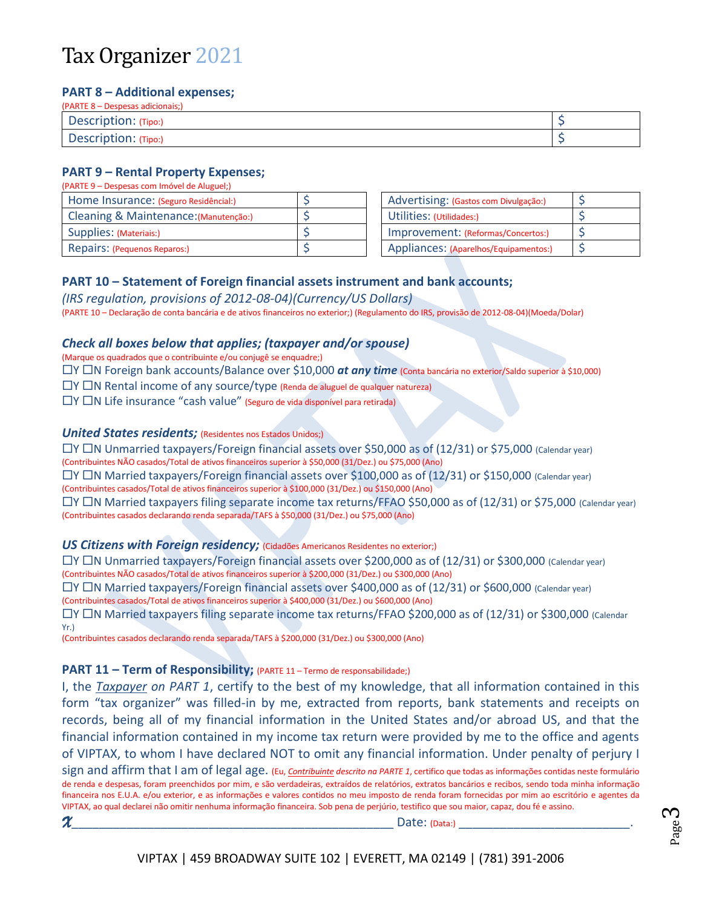# Tax Organizer 2021

### PART 8 – Additional expenses;

(PARTE 8 – Despesas adicionais;)

| | |
|---|---|
| Description: (Tipo:) | $ |
| Description: (Tipo:) | $ |

### PART 9 – Rental Property Expenses;

(PARTE 9 – Despesas com Imóvel de Aluguel;)

| | | | |
|---|---|---|---|
| Home Insurance: (Seguro Residêncial:) | $ | Advertising: (Gastos com Divulgação:) | $ |
| Cleaning & Maintenance:(Manutenção:) | $ | Utilities: (Utilidades:) | $ |
| Supplies: (Materiais:) | $ | Improvement: (Reformas/Concertos:) | $ |
| Repairs: (Pequenos Reparos:) | $ | Appliances: (Aparelhos/Equipamentos:) | $ |

### PART 10 – Statement of Foreign financial assets instrument and bank accounts;

*(IRS regulation, provisions of 2012-08-04)(Currency/US Dollars)*

(PARTE 10 – Declaração de conta bancária e de ativos financeiros no exterior;) (Regulamento do IRS, provisão de 2012-08-04)(Moeda/Dolar)

***Check all boxes below that applies; (taxpayer and/or spouse)***

(Marque os quadrados que o contribuinte e/ou conjugê se enquadre;)

☐Y ☐N Foreign bank accounts/Balance over $10,000 ***at any time*** (Conta bancária no exterior/Saldo superior à $10,000)

☐Y ☐N Rental income of any source/type (Renda de aluguel de qualquer natureza)

☐Y ☐N Life insurance "cash value" (Seguro de vida disponível para retirada)

***United States residents;*** (Residentes nos Estados Unidos;)

☐Y ☐N Unmarried taxpayers/Foreign financial assets over $50,000 as of (12/31) or $75,000 (Calendar year)
(Contribuintes NÃO casados/Total de ativos financeiros superior à $50,000 (31/Dez.) ou $75,000 (Ano)

☐Y ☐N Married taxpayers/Foreign financial assets over $100,000 as of (12/31) or $150,000 (Calendar year)
(Contribuintes casados/Total de ativos financeiros superior à $100,000 (31/Dez.) ou $150,000 (Ano)

☐Y ☐N Married taxpayers filing separate income tax returns/FFAO $50,000 as of (12/31) or $75,000 (Calendar year)
(Contribuintes casados declarando renda separada/TAFS à $50,000 (31/Dez.) ou $75,000 (Ano)

***US Citizens with Foreign residency;*** (Cidadões Americanos Residentes no exterior;)

☐Y ☐N Unmarried taxpayers/Foreign financial assets over $200,000 as of (12/31) or $300,000 (Calendar year)
(Contribuintes NÃO casados/Total de ativos financeiros superior à $200,000 (31/Dez.) ou $300,000 (Ano)

☐Y ☐N Married taxpayers/Foreign financial assets over $400,000 as of (12/31) or $600,000 (Calendar year)
(Contribuintes casados/Total de ativos financeiros superior à $400,000 (31/Dez.) ou $600,000 (Ano)

☐Y ☐N Married taxpayers filing separate income tax returns/FFAO $200,000 as of (12/31) or $300,000 (Calendar Yr.)
(Contribuintes casados declarando renda separada/TAFS à $200,000 (31/Dez.) ou $300,000 (Ano)

### PART 11 – Term of Responsibility; (PARTE 11 – Termo de responsabilidade;)

I, the *Taxpayer on PART 1*, certify to the best of my knowledge, that all information contained in this form "tax organizer" was filled-in by me, extracted from reports, bank statements and receipts on records, being all of my financial information in the United States and/or abroad US, and that the financial information contained in my income tax return were provided by me to the office and agents of VIPTAX, to whom I have declared NOT to omit any financial information. Under penalty of perjury I sign and affirm that I am of legal age. (Eu, *Contribuinte descrito na PARTE 1*, certifico que todas as informações contidas neste formulário de renda e despesas, foram preenchidos por mim, e são verdadeiras, extraídos de relatórios, extratos bancários e recibos, sendo toda minha informação financeira nos E.U.A. e/ou exterior, e as informações e valores contidos no meu imposto de renda foram fornecidas por mim ao escritório e agentes da VIPTAX, ao qual declarei não omitir nenhuma informação financeira. Sob pena de perjúrio, testifico que sou maior, capaz, dou fé e assino.

*X*_______________________________________________ Date: (Data:) _________________________.

VIPTAX | 459 BROADWAY SUITE 102 | EVERETT, MA 02149 | (781) 391-2006